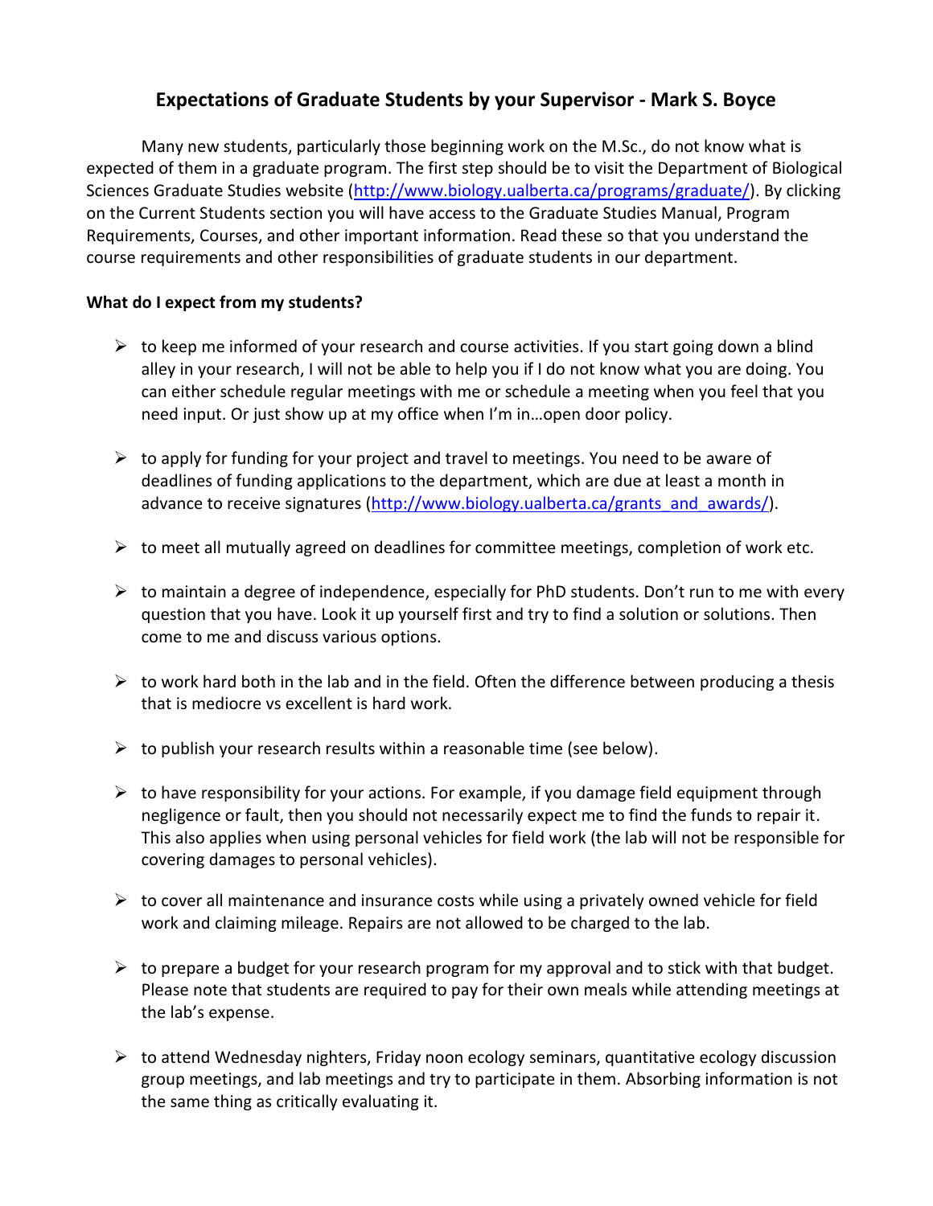# Expectations of Graduate Students by your Supervisor - Mark S. Boyce

Many new students, particularly those beginning work on the M.Sc., do not know what is expected of them in a graduate program. The first step should be to visit the Department of Biological Sciences Graduate Studies website (http://www.biology.ualberta.ca/programs/graduate/). By clicking on the Current Students section you will have access to the Graduate Studies Manual, Program Requirements, Courses, and other important information. Read these so that you understand the course requirements and other responsibilities of graduate students in our department.

**What do I expect from my students?**

- to keep me informed of your research and course activities. If you start going down a blind alley in your research, I will not be able to help you if I do not know what you are doing. You can either schedule regular meetings with me or schedule a meeting when you feel that you need input. Or just show up at my office when I'm in…open door policy.
- to apply for funding for your project and travel to meetings. You need to be aware of deadlines of funding applications to the department, which are due at least a month in advance to receive signatures (http://www.biology.ualberta.ca/grants_and_awards/).
- to meet all mutually agreed on deadlines for committee meetings, completion of work etc.
- to maintain a degree of independence, especially for PhD students. Don't run to me with every question that you have. Look it up yourself first and try to find a solution or solutions. Then come to me and discuss various options.
- to work hard both in the lab and in the field. Often the difference between producing a thesis that is mediocre vs excellent is hard work.
- to publish your research results within a reasonable time (see below).
- to have responsibility for your actions. For example, if you damage field equipment through negligence or fault, then you should not necessarily expect me to find the funds to repair it. This also applies when using personal vehicles for field work (the lab will not be responsible for covering damages to personal vehicles).
- to cover all maintenance and insurance costs while using a privately owned vehicle for field work and claiming mileage. Repairs are not allowed to be charged to the lab.
- to prepare a budget for your research program for my approval and to stick with that budget. Please note that students are required to pay for their own meals while attending meetings at the lab's expense.
- to attend Wednesday nighters, Friday noon ecology seminars, quantitative ecology discussion group meetings, and lab meetings and try to participate in them. Absorbing information is not the same thing as critically evaluating it.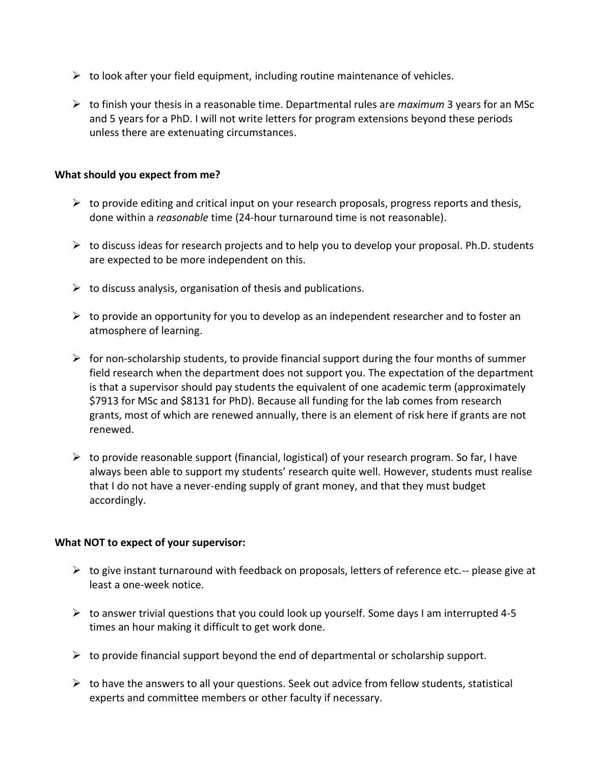- to look after your field equipment, including routine maintenance of vehicles.

- to finish your thesis in a reasonable time. Departmental rules are *maximum* 3 years for an MSc and 5 years for a PhD. I will not write letters for program extensions beyond these periods unless there are extenuating circumstances.

**What should you expect from me?**

- to provide editing and critical input on your research proposals, progress reports and thesis, done within a *reasonable* time (24-hour turnaround time is not reasonable).

- to discuss ideas for research projects and to help you to develop your proposal. Ph.D. students are expected to be more independent on this.

- to discuss analysis, organisation of thesis and publications.

- to provide an opportunity for you to develop as an independent researcher and to foster an atmosphere of learning.

- for non-scholarship students, to provide financial support during the four months of summer field research when the department does not support you. The expectation of the department is that a supervisor should pay students the equivalent of one academic term (approximately $7913 for MSc and $8131 for PhD). Because all funding for the lab comes from research grants, most of which are renewed annually, there is an element of risk here if grants are not renewed.

- to provide reasonable support (financial, logistical) of your research program. So far, I have always been able to support my students' research quite well. However, students must realise that I do not have a never-ending supply of grant money, and that they must budget accordingly.

**What NOT to expect of your supervisor:**

- to give instant turnaround with feedback on proposals, letters of reference etc.-- please give at least a one-week notice.

- to answer trivial questions that you could look up yourself. Some days I am interrupted 4-5 times an hour making it difficult to get work done.

- to provide financial support beyond the end of departmental or scholarship support.

- to have the answers to all your questions. Seek out advice from fellow students, statistical experts and committee members or other faculty if necessary.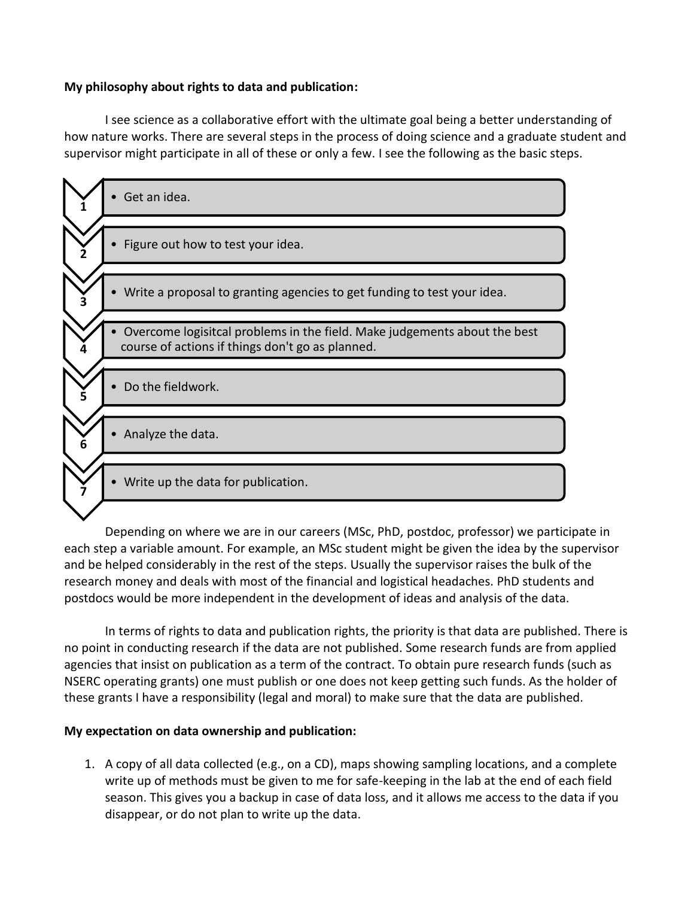**My philosophy about rights to data and publication:**

I see science as a collaborative effort with the ultimate goal being a better understanding of how nature works. There are several steps in the process of doing science and a graduate student and supervisor might participate in all of these or only a few. I see the following as the basic steps.

1. Get an idea.
2. Figure out how to test your idea.
3. Write a proposal to granting agencies to get funding to test your idea.
4. Overcome logisitcal problems in the field. Make judgements about the best course of actions if things don't go as planned.
5. Do the fieldwork.
6. Analyze the data.
7. Write up the data for publication.

Depending on where we are in our careers (MSc, PhD, postdoc, professor) we participate in each step a variable amount. For example, an MSc student might be given the idea by the supervisor and be helped considerably in the rest of the steps. Usually the supervisor raises the bulk of the research money and deals with most of the financial and logistical headaches. PhD students and postdocs would be more independent in the development of ideas and analysis of the data.

In terms of rights to data and publication rights, the priority is that data are published. There is no point in conducting research if the data are not published. Some research funds are from applied agencies that insist on publication as a term of the contract. To obtain pure research funds (such as NSERC operating grants) one must publish or one does not keep getting such funds. As the holder of these grants I have a responsibility (legal and moral) to make sure that the data are published.

**My expectation on data ownership and publication:**

1. A copy of all data collected (e.g., on a CD), maps showing sampling locations, and a complete write up of methods must be given to me for safe-keeping in the lab at the end of each field season. This gives you a backup in case of data loss, and it allows me access to the data if you disappear, or do not plan to write up the data.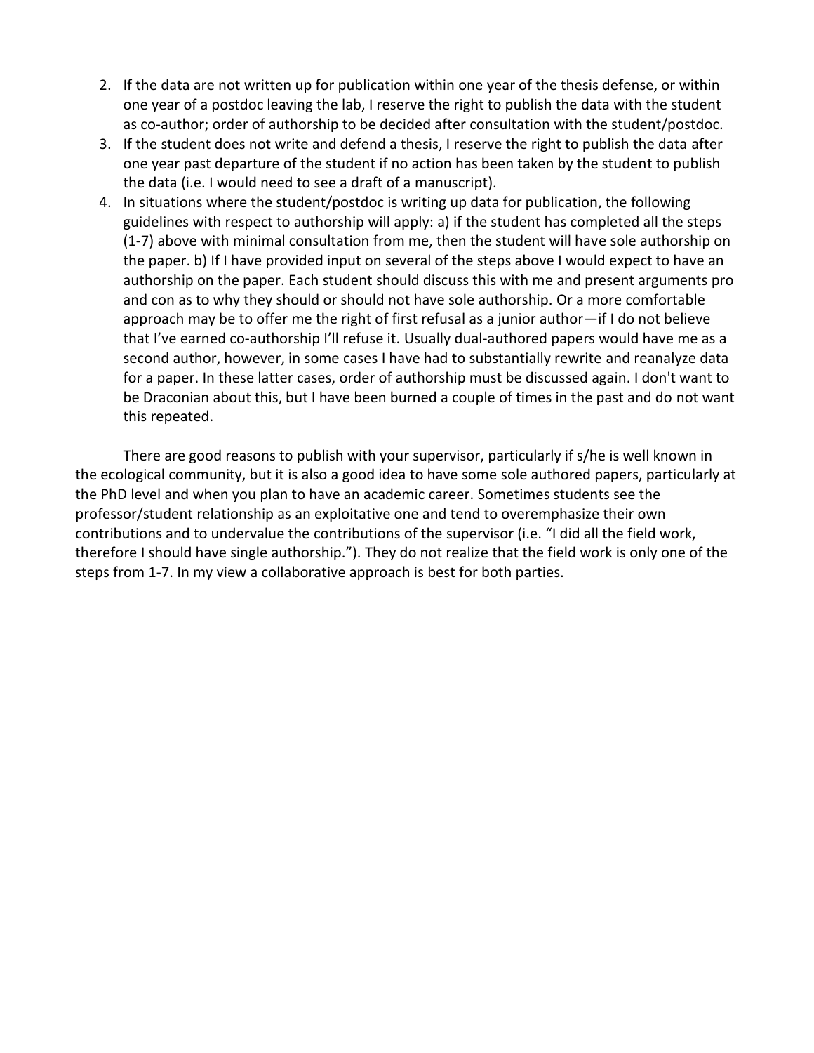2. If the data are not written up for publication within one year of the thesis defense, or within one year of a postdoc leaving the lab, I reserve the right to publish the data with the student as co-author; order of authorship to be decided after consultation with the student/postdoc.
3. If the student does not write and defend a thesis, I reserve the right to publish the data after one year past departure of the student if no action has been taken by the student to publish the data (i.e. I would need to see a draft of a manuscript).
4. In situations where the student/postdoc is writing up data for publication, the following guidelines with respect to authorship will apply: a) if the student has completed all the steps (1-7) above with minimal consultation from me, then the student will have sole authorship on the paper. b) If I have provided input on several of the steps above I would expect to have an authorship on the paper. Each student should discuss this with me and present arguments pro and con as to why they should or should not have sole authorship. Or a more comfortable approach may be to offer me the right of first refusal as a junior author—if I do not believe that I've earned co-authorship I'll refuse it. Usually dual-authored papers would have me as a second author, however, in some cases I have had to substantially rewrite and reanalyze data for a paper. In these latter cases, order of authorship must be discussed again. I don't want to be Draconian about this, but I have been burned a couple of times in the past and do not want this repeated.

There are good reasons to publish with your supervisor, particularly if s/he is well known in the ecological community, but it is also a good idea to have some sole authored papers, particularly at the PhD level and when you plan to have an academic career. Sometimes students see the professor/student relationship as an exploitative one and tend to overemphasize their own contributions and to undervalue the contributions of the supervisor (i.e. "I did all the field work, therefore I should have single authorship."). They do not realize that the field work is only one of the steps from 1-7. In my view a collaborative approach is best for both parties.